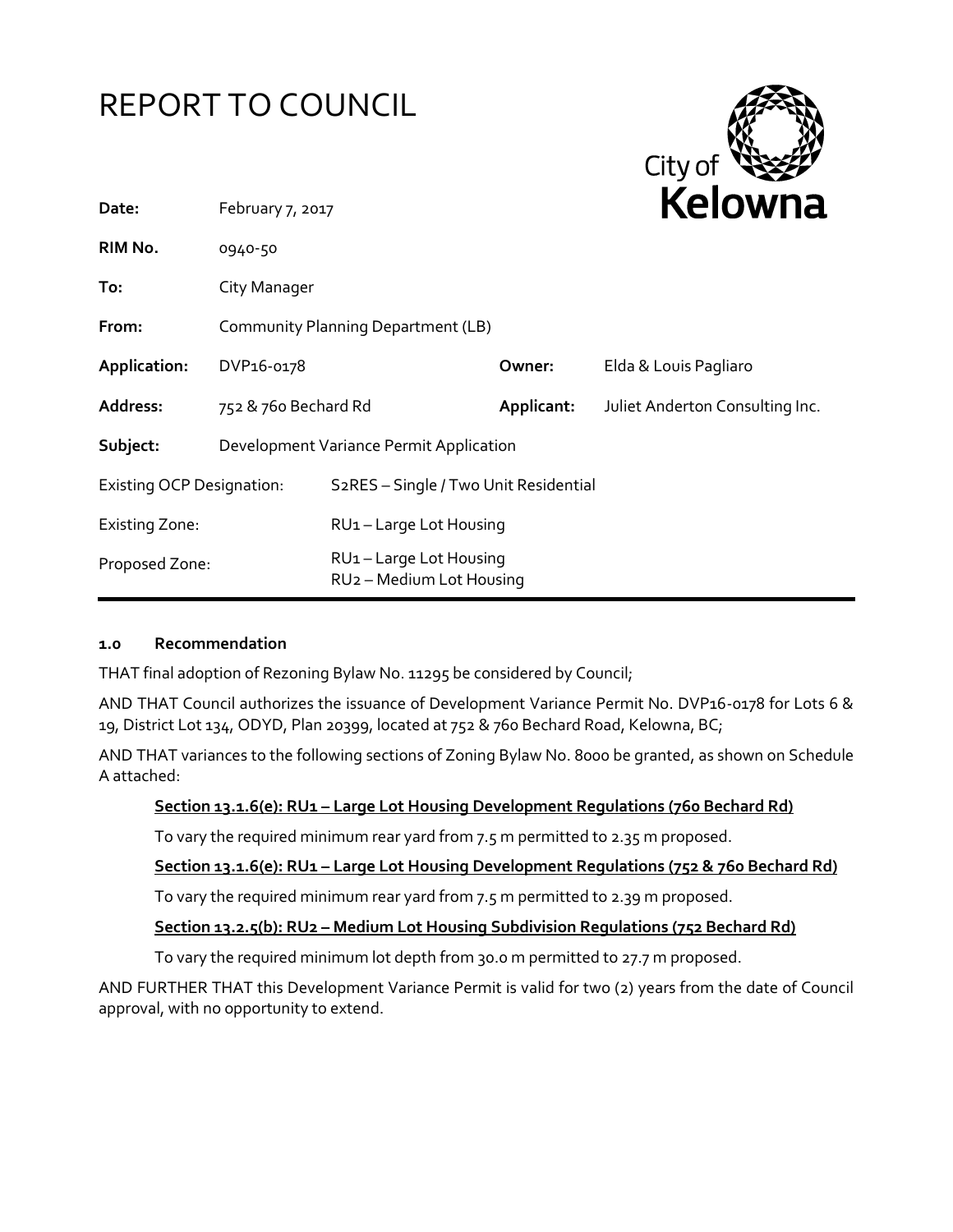# REPORT TO COUNCIL

| | | | |
|---|---|---|---|
| **Date:** | February 7, 2017 | | |
| **RIM No.** | 0940-50 | | |
| **To:** | City Manager | | |
| **From:** | Community Planning Department (LB) | | |
| **Application:** | DVP16-0178 | **Owner:** | Elda & Louis Pagliaro |
| **Address:** | 752 & 760 Bechard Rd | **Applicant:** | Juliet Anderton Consulting Inc. |
| **Subject:** | Development Variance Permit Application | | |
| Existing OCP Designation: | S2RES – Single / Two Unit Residential | | |
| Existing Zone: | RU1 – Large Lot Housing | | |
| Proposed Zone: | RU1 – Large Lot Housing<br>RU2 – Medium Lot Housing | | |

### 1.0 Recommendation

THAT final adoption of Rezoning Bylaw No. 11295 be considered by Council;

AND THAT Council authorizes the issuance of Development Variance Permit No. DVP16-0178 for Lots 6 & 19, District Lot 134, ODYD, Plan 20399, located at 752 & 760 Bechard Road, Kelowna, BC;

AND THAT variances to the following sections of Zoning Bylaw No. 8000 be granted, as shown on Schedule A attached:

**Section 13.1.6(e): RU1 – Large Lot Housing Development Regulations (760 Bechard Rd)**

To vary the required minimum rear yard from 7.5 m permitted to 2.35 m proposed.

**Section 13.1.6(e): RU1 – Large Lot Housing Development Regulations (752 & 760 Bechard Rd)**

To vary the required minimum rear yard from 7.5 m permitted to 2.39 m proposed.

**Section 13.2.5(b): RU2 – Medium Lot Housing Subdivision Regulations (752 Bechard Rd)**

To vary the required minimum lot depth from 30.0 m permitted to 27.7 m proposed.

AND FURTHER THAT this Development Variance Permit is valid for two (2) years from the date of Council approval, with no opportunity to extend.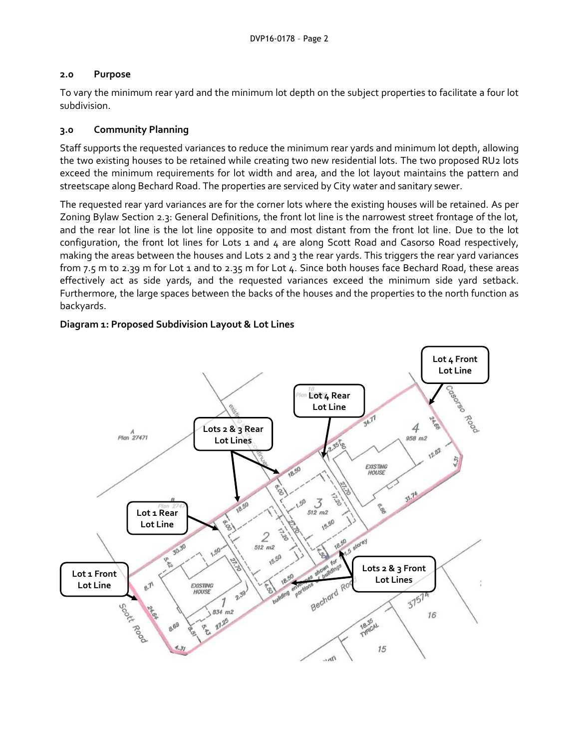## 2.0 Purpose

To vary the minimum rear yard and the minimum lot depth on the subject properties to facilitate a four lot subdivision.

## 3.0 Community Planning

Staff supports the requested variances to reduce the minimum rear yards and minimum lot depth, allowing the two existing houses to be retained while creating two new residential lots. The two proposed RU2 lots exceed the minimum requirements for lot width and area, and the lot layout maintains the pattern and streetscape along Bechard Road. The properties are serviced by City water and sanitary sewer.

The requested rear yard variances are for the corner lots where the existing houses will be retained. As per Zoning Bylaw Section 2.3: General Definitions, the front lot line is the narrowest street frontage of the lot, and the rear lot line is the lot line opposite to and most distant from the front lot line. Due to the lot configuration, the front lot lines for Lots 1 and 4 are along Scott Road and Casorso Road respectively, making the areas between the houses and Lots 2 and 3 the rear yards. This triggers the rear yard variances from 7.5 m to 2.39 m for Lot 1 and to 2.35 m for Lot 4. Since both houses face Bechard Road, these areas effectively act as side yards, and the requested variances exceed the minimum side yard setback. Furthermore, the large spaces between the backs of the houses and the properties to the north function as backyards.

**Diagram 1: Proposed Subdivision Layout & Lot Lines**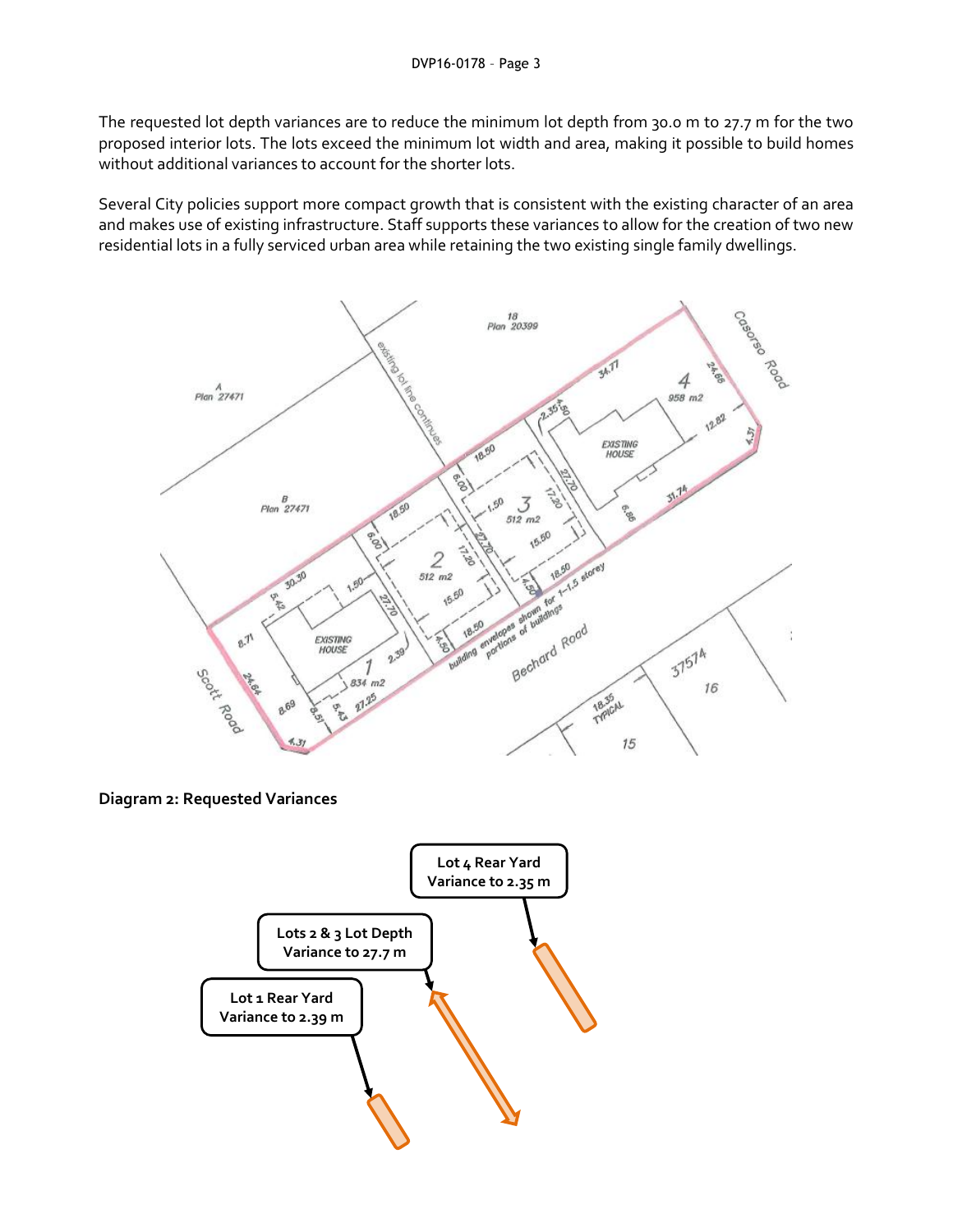The requested lot depth variances are to reduce the minimum lot depth from 30.0 m to 27.7 m for the two proposed interior lots. The lots exceed the minimum lot width and area, making it possible to build homes without additional variances to account for the shorter lots.

Several City policies support more compact growth that is consistent with the existing character of an area and makes use of existing infrastructure. Staff supports these variances to allow for the creation of two new residential lots in a fully serviced urban area while retaining the two existing single family dwellings.

**Diagram 2: Requested Variances**

Lot 4 Rear Yard Variance to 2.35 m

Lots 2 & 3 Lot Depth Variance to 27.7 m

Lot 1 Rear Yard Variance to 2.39 m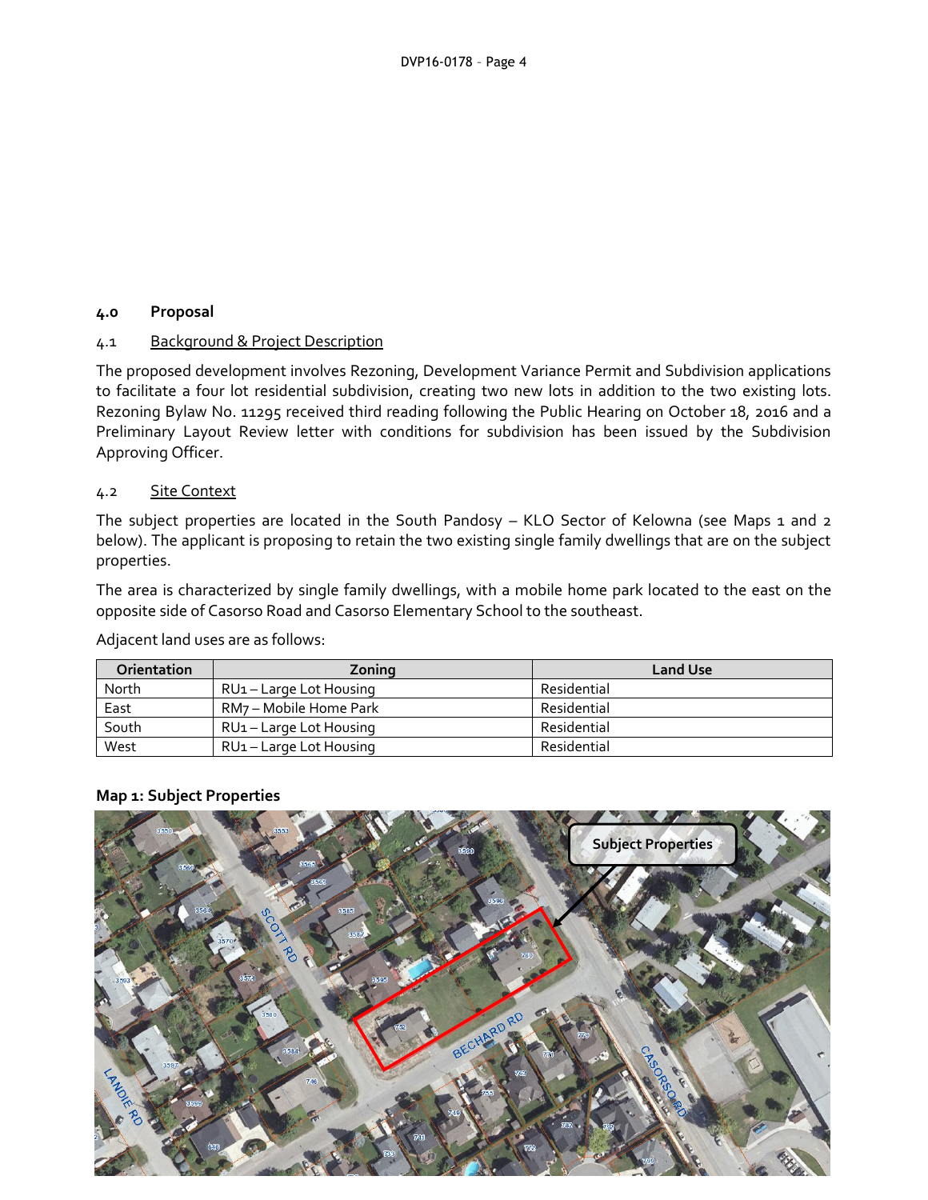## 4.0 Proposal

### 4.1 Background & Project Description

The proposed development involves Rezoning, Development Variance Permit and Subdivision applications to facilitate a four lot residential subdivision, creating two new lots in addition to the two existing lots. Rezoning Bylaw No. 11295 received third reading following the Public Hearing on October 18, 2016 and a Preliminary Layout Review letter with conditions for subdivision has been issued by the Subdivision Approving Officer.

### 4.2 Site Context

The subject properties are located in the South Pandosy – KLO Sector of Kelowna (see Maps 1 and 2 below). The applicant is proposing to retain the two existing single family dwellings that are on the subject properties.

The area is characterized by single family dwellings, with a mobile home park located to the east on the opposite side of Casorso Road and Casorso Elementary School to the southeast.

Adjacent land uses are as follows:

| Orientation | Zoning | Land Use |
| --- | --- | --- |
| North | RU1 – Large Lot Housing | Residential |
| East | RM7 – Mobile Home Park | Residential |
| South | RU1 – Large Lot Housing | Residential |
| West | RU1 – Large Lot Housing | Residential |

**Map 1: Subject Properties**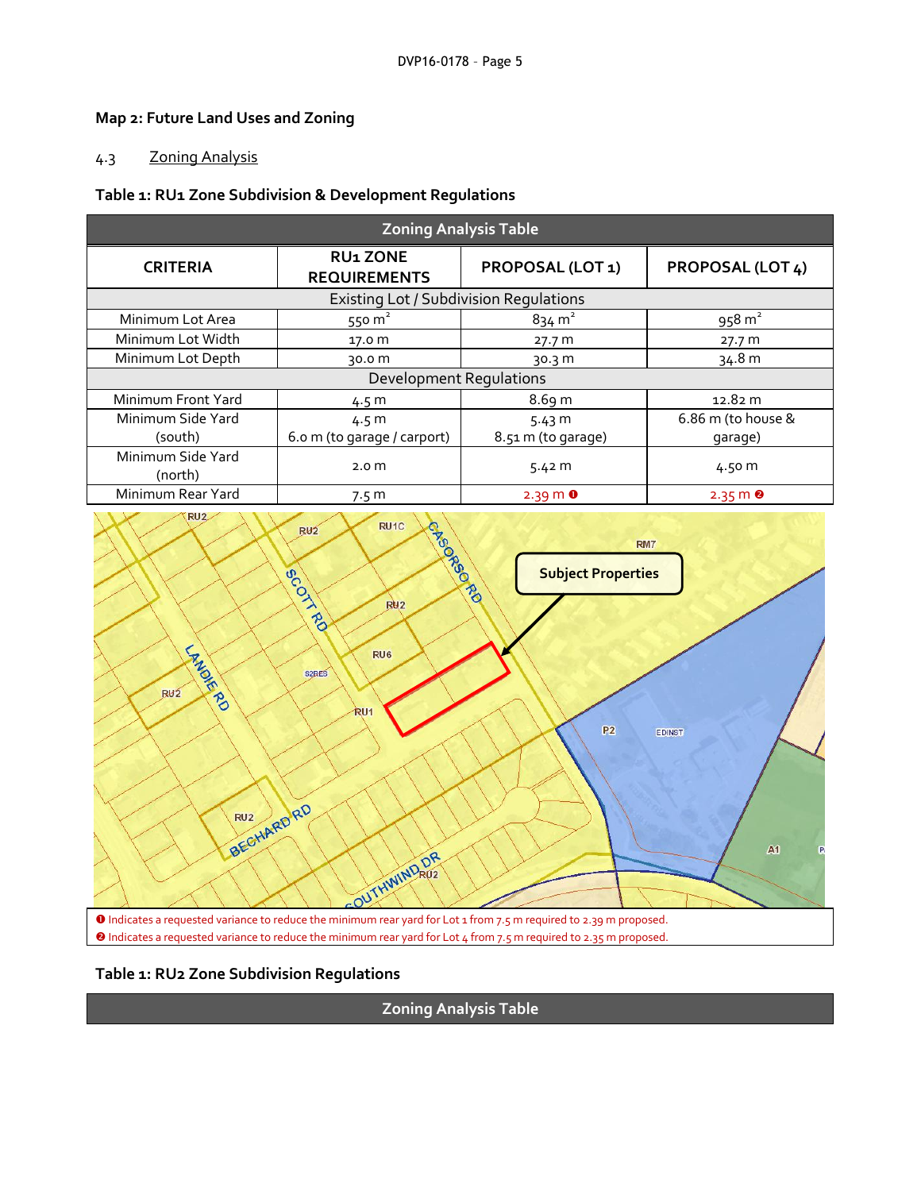**Map 2: Future Land Uses and Zoning**

4.3 Zoning Analysis

**Table 1: RU1 Zone Subdivision & Development Regulations**

| Zoning Analysis Table | | | |
|---|---|---|---|
| **CRITERIA** | **RU1 ZONE REQUIREMENTS** | **PROPOSAL (LOT 1)** | **PROPOSAL (LOT 4)** |
| Existing Lot / Subdivision Regulations | | | |
| Minimum Lot Area | 550 m² | 834 m² | 958 m² |
| Minimum Lot Width | 17.0 m | 27.7 m | 27.7 m |
| Minimum Lot Depth | 30.0 m | 30.3 m | 34.8 m |
| Development Regulations | | | |
| Minimum Front Yard | 4.5 m | 8.69 m | 12.82 m |
| Minimum Side Yard (south) | 4.5 m<br>6.0 m (to garage / carport) | 5.43 m<br>8.51 m (to garage) | 6.86 m (to house & garage) |
| Minimum Side Yard (north) | 2.0 m | 5.42 m | 4.50 m |
| Minimum Rear Yard | 7.5 m | 2.39 m ❶ | 2.35 m ❷ |

❶ Indicates a requested variance to reduce the minimum rear yard for Lot 1 from 7.5 m required to 2.39 m proposed.
❷ Indicates a requested variance to reduce the minimum rear yard for Lot 4 from 7.5 m required to 2.35 m proposed.

**Table 1: RU2 Zone Subdivision Regulations**

| Zoning Analysis Table |
|---|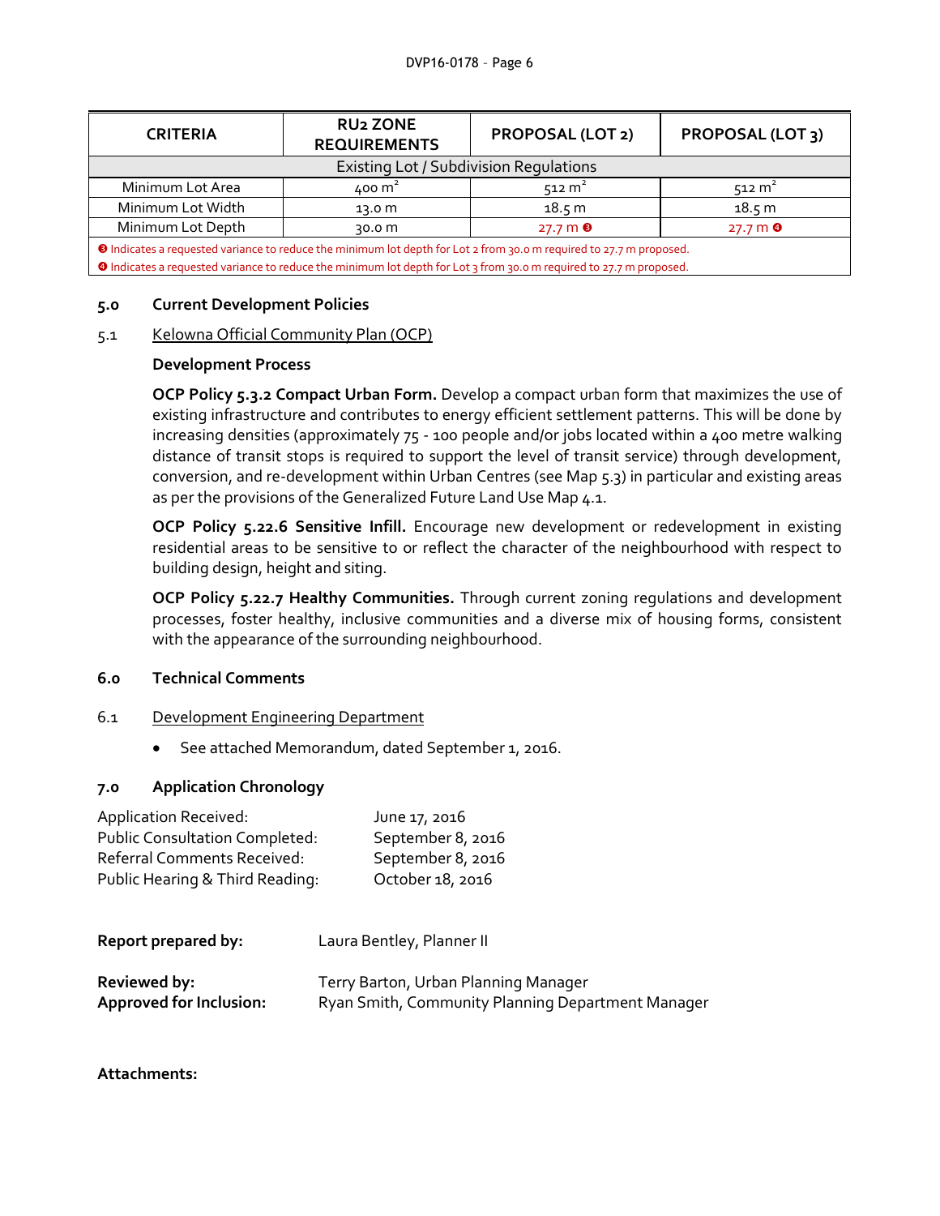| CRITERIA | RU2 ZONE REQUIREMENTS | PROPOSAL (LOT 2) | PROPOSAL (LOT 3) |
|---|---|---|---|
| Existing Lot / Subdivision Regulations | | | |
| Minimum Lot Area | 400 $m^2$ | 512 $m^2$ | 512 $m^2$ |
| Minimum Lot Width | 13.0 m | 18.5 m | 18.5 m |
| Minimum Lot Depth | 30.0 m | 27.7 m ❸ | 27.7 m ❹ |

❸ Indicates a requested variance to reduce the minimum lot depth for Lot 2 from 30.0 m required to 27.7 m proposed.
❹ Indicates a requested variance to reduce the minimum lot depth for Lot 3 from 30.0 m required to 27.7 m proposed.

## 5.0 Current Development Policies

### 5.1 Kelowna Official Community Plan (OCP)

**Development Process**

**OCP Policy 5.3.2 Compact Urban Form.** Develop a compact urban form that maximizes the use of existing infrastructure and contributes to energy efficient settlement patterns. This will be done by increasing densities (approximately 75 - 100 people and/or jobs located within a 400 metre walking distance of transit stops is required to support the level of transit service) through development, conversion, and re-development within Urban Centres (see Map 5.3) in particular and existing areas as per the provisions of the Generalized Future Land Use Map 4.1.

**OCP Policy 5.22.6 Sensitive Infill.** Encourage new development or redevelopment in existing residential areas to be sensitive to or reflect the character of the neighbourhood with respect to building design, height and siting.

**OCP Policy 5.22.7 Healthy Communities.** Through current zoning regulations and development processes, foster healthy, inclusive communities and a diverse mix of housing forms, consistent with the appearance of the surrounding neighbourhood.

## 6.0 Technical Comments

### 6.1 Development Engineering Department

- See attached Memorandum, dated September 1, 2016.

## 7.0 Application Chronology

| | |
|---|---|
| Application Received: | June 17, 2016 |
| Public Consultation Completed: | September 8, 2016 |
| Referral Comments Received: | September 8, 2016 |
| Public Hearing & Third Reading: | October 18, 2016 |

**Report prepared by:** Laura Bentley, Planner II

**Reviewed by:** Terry Barton, Urban Planning Manager
**Approved for Inclusion:** Ryan Smith, Community Planning Department Manager

**Attachments:**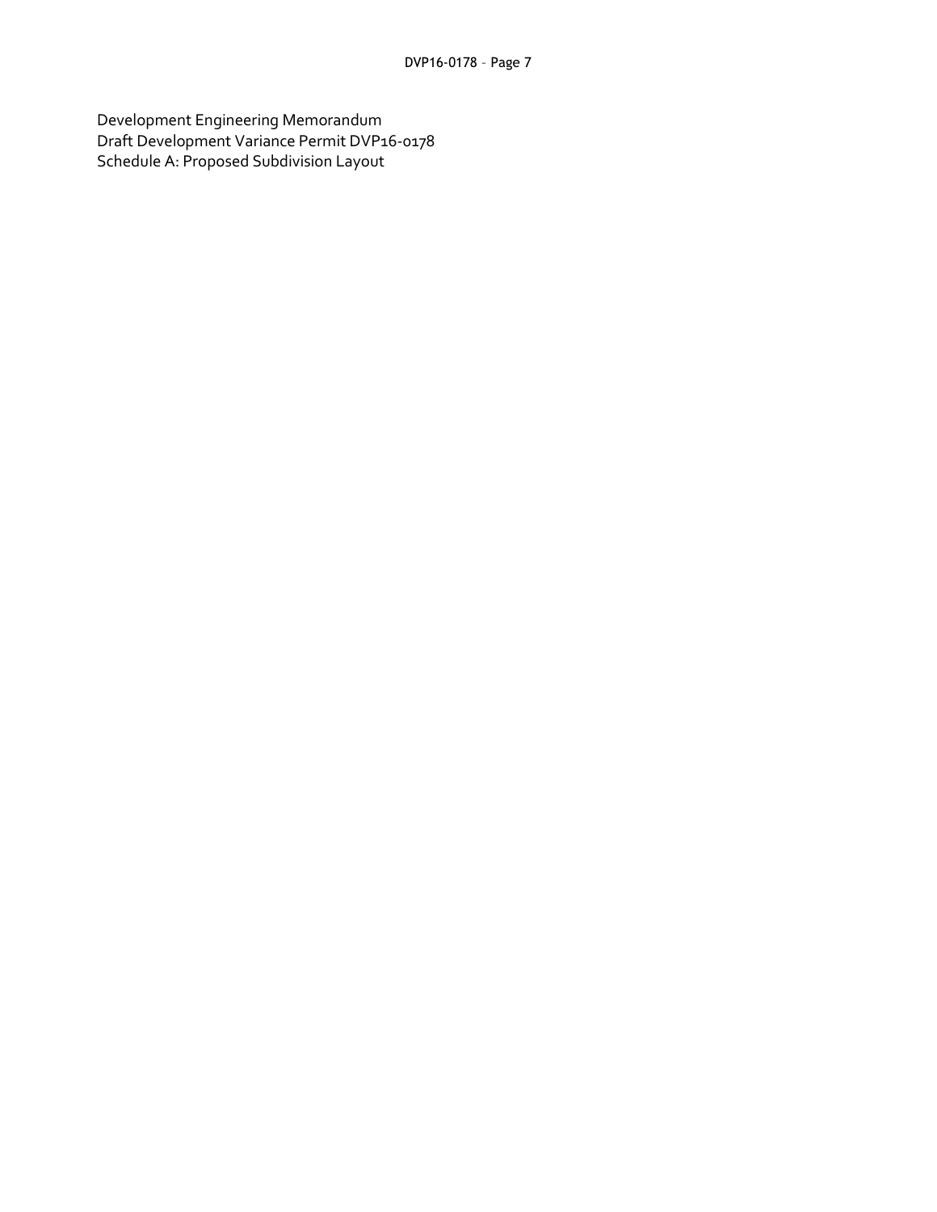Development Engineering Memorandum
Draft Development Variance Permit DVP16-0178
Schedule A: Proposed Subdivision Layout